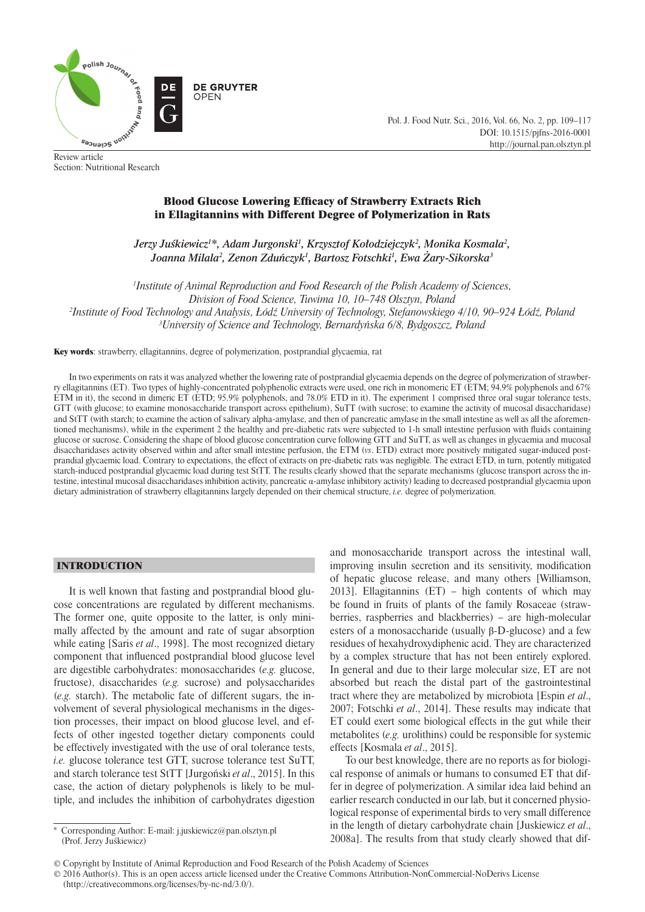Review article
Section: Nutritional Research

# Blood Glucose Lowering Efficacy of Strawberry Extracts Rich in Ellagitannins with Different Degree of Polymerization in Rats

*Jerzy Juśkiewicz[1]\*, Adam Jurgonski[1], Krzysztof Kołodziejczyk[2], Monika Kosmala[2], Joanna Milala[2], Zenon Zduńczyk[1], Bartosz Fotschki[1], Ewa Żary-Sikorska[3]*

[1]*Institute of Animal Reproduction and Food Research of the Polish Academy of Sciences, Division of Food Science, Tuwima 10, 10–748 Olsztyn, Poland*
[2]*Institute of Food Technology and Analysis, Łódź University of Technology, Stefanowskiego 4/10, 90–924 Łódź, Poland*
[3]*University of Science and Technology, Bernardyńska 6/8, Bydgoszcz, Poland*

**Key words**: strawberry, ellagitannins, degree of polymerization, postprandial glycaemia, rat

In two experiments on rats it was analyzed whether the lowering rate of postprandial glycaemia depends on the degree of polymerization of strawberry ellagitannins (ET). Two types of highly-concentrated polyphenolic extracts were used, one rich in monomeric ET (ETM; 94.9% polyphenols and 67% ETM in it), the second in dimeric ET (ETD; 95.9% polyphenols, and 78.0% ETD in it). The experiment 1 comprised three oral sugar tolerance tests, GTT (with glucose; to examine monosaccharide transport across epithelium), SuTT (with sucrose; to examine the activity of mucosal disaccharidase) and StTT (with starch; to examine the action of salivary alpha-amylase, and then of pancreatic amylase in the small intestine as well as all the aforementioned mechanisms), while in the experiment 2 the healthy and pre-diabetic rats were subjected to 1-h small intestine perfusion with fluids containing glucose or sucrose. Considering the shape of blood glucose concentration curve following GTT and SuTT, as well as changes in glycaemia and mucosal disaccharidases activity observed within and after small intestine perfusion, the ETM (*vs*. ETD) extract more positively mitigated sugar-induced postprandial glycaemic load. Contrary to expectations, the effect of extracts on pre-diabetic rats was negligible. The extract ETD, in turn, potently mitigated starch-induced postprandial glycaemic load during test StTT. The results clearly showed that the separate mechanisms (glucose transport across the intestine, intestinal mucosal disaccharidases inhibition activity, pancreatic α-amylase inhibitory activity) leading to decreased postprandial glycaemia upon dietary administration of strawberry ellagitannins largely depended on their chemical structure, *i.e.* degree of polymerization.

## INTRODUCTION

It is well known that fasting and postprandial blood glucose concentrations are regulated by different mechanisms. The former one, quite opposite to the latter, is only minimally affected by the amount and rate of sugar absorption while eating [Saris *et al*., 1998]. The most recognized dietary component that influenced postprandial blood glucose level are digestible carbohydrates: monosaccharides (*e.g.* glucose, fructose), disaccharides (*e.g.* sucrose) and polysaccharides (*e.g.* starch). The metabolic fate of different sugars, the involvement of several physiological mechanisms in the digestion processes, their impact on blood glucose level, and effects of other ingested together dietary components could be effectively investigated with the use of oral tolerance tests, *i.e.* glucose tolerance test GTT, sucrose tolerance test SuTT, and starch tolerance test StTT [Jurgoński *et al*., 2015]. In this case, the action of dietary polyphenols is likely to be multiple, and includes the inhibition of carbohydrates digestion and monosaccharide transport across the intestinal wall, improving insulin secretion and its sensitivity, modification of hepatic glucose release, and many others [Williamson, 2013]. Ellagitannins (ET) – high contents of which may be found in fruits of plants of the family Rosaceae (strawberries, raspberries and blackberries) – are high-molecular esters of a monosaccharide (usually β-D-glucose) and a few residues of hexahydroxydiphenic acid. They are characterized by a complex structure that has not been entirely explored. In general and due to their large molecular size, ET are not absorbed but reach the distal part of the gastrointestinal tract where they are metabolized by microbiota [Espin *et al*., 2007; Fotschki *et al*., 2014]. These results may indicate that ET could exert some biological effects in the gut while their metabolites (*e.g.* urolithins) could be responsible for systemic effects [Kosmala *et al*., 2015].

To our best knowledge, there are no reports as for biological response of animals or humans to consumed ET that differ in degree of polymerization. A similar idea laid behind an earlier research conducted in our lab, but it concerned physiological response of experimental birds to very small difference in the length of dietary carbohydrate chain [Juskiewicz *et al*., 2008a]. The results from that study clearly showed that dif-

\* Corresponding Author: E-mail: j.juskiewicz@pan.olsztyn.pl (Prof. Jerzy Juśkiewicz)

© Copyright by Institute of Animal Reproduction and Food Research of the Polish Academy of Sciences
© 2016 Author(s). This is an open access article licensed under the Creative Commons Attribution-NonCommercial-NoDerivs License (http://creativecommons.org/licenses/by-nc-nd/3.0/).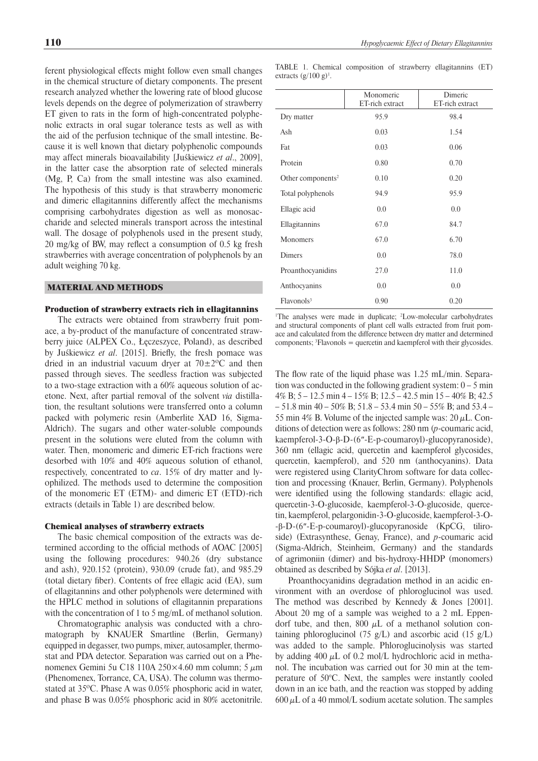ferent physiological effects might follow even small changes in the chemical structure of dietary components. The present research analyzed whether the lowering rate of blood glucose levels depends on the degree of polymerization of strawberry ET given to rats in the form of high-concentrated polyphenolic extracts in oral sugar tolerance tests as well as with the aid of the perfusion technique of the small intestine. Because it is well known that dietary polyphenolic compounds may affect minerals bioavailability [Juśkiewicz *et al*., 2009], in the latter case the absorption rate of selected minerals (Mg, P, Ca) from the small intestine was also examined. The hypothesis of this study is that strawberry monomeric and dimeric ellagitannins differently affect the mechanisms comprising carbohydrates digestion as well as monosaccharide and selected minerals transport across the intestinal wall. The dosage of polyphenols used in the present study, 20 mg/kg of BW, may reflect a consumption of 0.5 kg fresh strawberries with average concentration of polyphenols by an adult weighing 70 kg.

## MATERIAL AND METHODS

### Production of strawberry extracts rich in ellagitannins

The extracts were obtained from strawberry fruit pomace, a by-product of the manufacture of concentrated strawberry juice (ALPEX Co., Łęczeszyce, Poland), as described by Juśkiewicz *et al*. [2015]. Briefly, the fresh pomace was dried in an industrial vacuum dryer at 70±2°C and then passed through sieves. The seedless fraction was subjected to a two-stage extraction with a 60% aqueous solution of acetone. Next, after partial removal of the solvent *via* distillation, the resultant solutions were transferred onto a column packed with polymeric resin (Amberlite XAD 16, Sigma-Aldrich). The sugars and other water-soluble compounds present in the solutions were eluted from the column with water. Then, monomeric and dimeric ET-rich fractions were desorbed with 10% and 40% aqueous solution of ethanol, respectively, concentrated to *ca*. 15% of dry matter and lyophilized. The methods used to determine the composition of the monomeric ET (ETM)- and dimeric ET (ETD)-rich extracts (details in Table 1) are described below.

TABLE 1. Chemical composition of strawberry ellagitannins (ET) extracts (g/100 g)[1].

| | Monomeric ET-rich extract | Dimeric ET-rich extract |
|---|---|---|
| Dry matter | 95.9 | 98.4 |
| Ash | 0.03 | 1.54 |
| Fat | 0.03 | 0.06 |
| Protein | 0.80 | 0.70 |
| Other components[2] | 0.10 | 0.20 |
| Total polyphenols | 94.9 | 95.9 |
| Ellagic acid | 0.0 | 0.0 |
| Ellagitannins | 67.0 | 84.7 |
| Monomers | 67.0 | 6.70 |
| Dimers | 0.0 | 78.0 |
| Proanthocyanidins | 27.0 | 11.0 |
| Anthocyanins | 0.0 | 0.0 |
| Flavonols[3] | 0.90 | 0.20 |

[1]The analyses were made in duplicate; [2]Low-molecular carbohydrates and structural components of plant cell walls extracted from fruit pomace and calculated from the difference between dry matter and determined components; [3]Flavonols = quercetin and kaempferol with their glycosides.

### Chemical analyses of strawberry extracts

The basic chemical composition of the extracts was determined according to the official methods of AOAC [2005] using the following procedures: 940.26 (dry substance and ash), 920.152 (protein), 930.09 (crude fat), and 985.29 (total dietary fiber). Contents of free ellagic acid (EA), sum of ellagitannins and other polyphenols were determined with the HPLC method in solutions of ellagitannin preparations with the concentration of 1 to 5 mg/mL of methanol solution.

Chromatographic analysis was conducted with a chromatograph by KNAUER Smartline (Berlin, Germany) equipped in degasser, two pumps, mixer, autosampler, thermostat and PDA detector. Separation was carried out on a Phenomenex Gemini 5u C18 110A 250×4.60 mm column; 5 $\mu$m (Phenomenex, Torrance, CA, USA). The column was thermostated at 35°C. Phase A was 0.05% phosphoric acid in water, and phase B was 0.05% phosphoric acid in 80% acetonitrile. The flow rate of the liquid phase was 1.25 mL/min. Separation was conducted in the following gradient system: 0 – 5 min 4% B; 5 – 12.5 min 4 – 15% B; 12.5 – 42.5 min 15 – 40% B; 42.5 – 51.8 min 40 – 50% B; 51.8 – 53.4 min 50 – 55% B; and 53.4 – 55 min 4% B. Volume of the injected sample was: 20 $\mu$L. Conditions of detection were as follows: 280 nm (*p*-coumaric acid, kaempferol-3-O-β-D-(6″-E-p-coumaroyl)-glucopyranoside), 360 nm (ellagic acid, quercetin and kaempferol glycosides, quercetin, kaempferol), and 520 nm (anthocyanins). Data were registered using ClarityChrom software for data collection and processing (Knauer, Berlin, Germany). Polyphenols were identified using the following standards: ellagic acid, quercetin-3-O-glucoside, kaempferol-3-O-glucoside, quercetin, kaempferol, pelargonidin-3-O-glucoside, kaempferol-3-O-β-D-(6″-E-p-coumaroyl)-glucopyranoside (KpCG, tiliroside) (Extrasynthese, Genay, France), and *p*-coumaric acid (Sigma-Aldrich, Steinheim, Germany) and the standards of agrimoniin (dimer) and bis-hydroxy-HHDP (monomers) obtained as described by Sójka *et al*. [2013].

Proanthocyanidins degradation method in an acidic environment with an overdose of phloroglucinol was used. The method was described by Kennedy & Jones [2001]. About 20 mg of a sample was weighed to a 2 mL Eppendorf tube, and then, 800 $\mu$L of a methanol solution containing phloroglucinol (75 g/L) and ascorbic acid (15 g/L) was added to the sample. Phloroglucinolysis was started by adding 400 $\mu$L of 0.2 mol/L hydrochloric acid in methanol. The incubation was carried out for 30 min at the temperature of 50°C. Next, the samples were instantly cooled down in an ice bath, and the reaction was stopped by adding 600 $\mu$L of a 40 mmol/L sodium acetate solution. The samples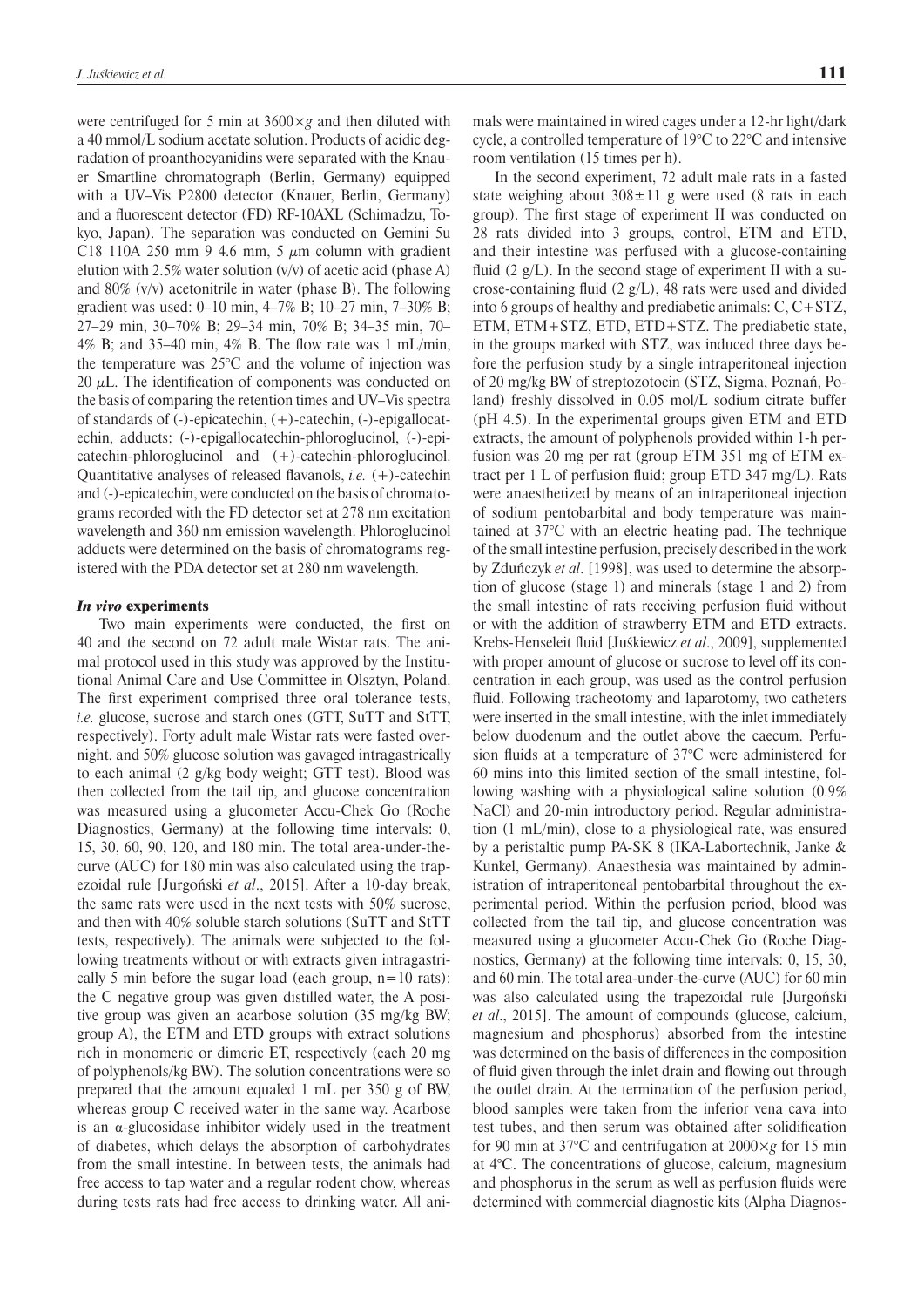were centrifuged for 5 min at 3600×*g* and then diluted with a 40 mmol/L sodium acetate solution. Products of acidic degradation of proanthocyanidins were separated with the Knauer Smartline chromatograph (Berlin, Germany) equipped with a UV–Vis P2800 detector (Knauer, Berlin, Germany) and a fluorescent detector (FD) RF-10AXL (Schimadzu, Tokyo, Japan). The separation was conducted on Gemini 5u C18 110A 250 mm 9 4.6 mm, 5 $\mu$m column with gradient elution with 2.5% water solution (v/v) of acetic acid (phase A) and 80% (v/v) acetonitrile in water (phase B). The following gradient was used: 0–10 min, 4–7% B; 10–27 min, 7–30% B; 27–29 min, 30–70% B; 29–34 min, 70% B; 34–35 min, 70–4% B; and 35–40 min, 4% B. The flow rate was 1 mL/min, the temperature was 25°C and the volume of injection was 20 $\mu$L. The identification of components was conducted on the basis of comparing the retention times and UV–Vis spectra of standards of (-)-epicatechin, (+)-catechin, (-)-epigallocatechin, adducts: (-)-epigallocatechin-phloroglucinol, (-)-epicatechin-phloroglucinol and (+)-catechin-phloroglucinol. Quantitative analyses of released flavanols, *i.e.* (+)-catechin and (-)-epicatechin, were conducted on the basis of chromatograms recorded with the FD detector set at 278 nm excitation wavelength and 360 nm emission wavelength. Phloroglucinol adducts were determined on the basis of chromatograms registered with the PDA detector set at 280 nm wavelength.

### *In vivo* experiments

Two main experiments were conducted, the first on 40 and the second on 72 adult male Wistar rats. The animal protocol used in this study was approved by the Institutional Animal Care and Use Committee in Olsztyn, Poland. The first experiment comprised three oral tolerance tests, *i.e.* glucose, sucrose and starch ones (GTT, SuTT and StTT, respectively). Forty adult male Wistar rats were fasted overnight, and 50% glucose solution was gavaged intragastrically to each animal (2 g/kg body weight; GTT test). Blood was then collected from the tail tip, and glucose concentration was measured using a glucometer Accu-Chek Go (Roche Diagnostics, Germany) at the following time intervals: 0, 15, 30, 60, 90, 120, and 180 min. The total area-under-the-curve (AUC) for 180 min was also calculated using the trapezoidal rule [Jurgoński *et al*., 2015]. After a 10-day break, the same rats were used in the next tests with 50% sucrose, and then with 40% soluble starch solutions (SuTT and StTT tests, respectively). The animals were subjected to the following treatments without or with extracts given intragastrically 5 min before the sugar load (each group, n=10 rats): the C negative group was given distilled water, the A positive group was given an acarbose solution (35 mg/kg BW; group A), the ETM and ETD groups with extract solutions rich in monomeric or dimeric ET, respectively (each 20 mg of polyphenols/kg BW). The solution concentrations were so prepared that the amount equaled 1 mL per 350 g of BW, whereas group C received water in the same way. Acarbose is an α-glucosidase inhibitor widely used in the treatment of diabetes, which delays the absorption of carbohydrates from the small intestine. In between tests, the animals had free access to tap water and a regular rodent chow, whereas during tests rats had free access to drinking water. All animals were maintained in wired cages under a 12-hr light/dark cycle, a controlled temperature of 19°C to 22°C and intensive room ventilation (15 times per h).

In the second experiment, 72 adult male rats in a fasted state weighing about 308±11 g were used (8 rats in each group). The first stage of experiment II was conducted on 28 rats divided into 3 groups, control, ETM and ETD, and their intestine was perfused with a glucose-containing fluid (2 g/L). In the second stage of experiment II with a sucrose-containing fluid (2 g/L), 48 rats were used and divided into 6 groups of healthy and prediabetic animals: C, C+STZ, ETM, ETM+STZ, ETD, ETD+STZ. The prediabetic state, in the groups marked with STZ, was induced three days before the perfusion study by a single intraperitoneal injection of 20 mg/kg BW of streptozotocin (STZ, Sigma, Poznań, Poland) freshly dissolved in 0.05 mol/L sodium citrate buffer (pH 4.5). In the experimental groups given ETM and ETD extracts, the amount of polyphenols provided within 1-h perfusion was 20 mg per rat (group ETM 351 mg of ETM extract per 1 L of perfusion fluid; group ETD 347 mg/L). Rats were anaesthetized by means of an intraperitoneal injection of sodium pentobarbital and body temperature was maintained at 37°C with an electric heating pad. The technique of the small intestine perfusion, precisely described in the work by Zduńczyk *et al*. [1998], was used to determine the absorption of glucose (stage 1) and minerals (stage 1 and 2) from the small intestine of rats receiving perfusion fluid without or with the addition of strawberry ETM and ETD extracts. Krebs-Henseleit fluid [Juśkiewicz *et al*., 2009], supplemented with proper amount of glucose or sucrose to level off its concentration in each group, was used as the control perfusion fluid. Following tracheotomy and laparotomy, two catheters were inserted in the small intestine, with the inlet immediately below duodenum and the outlet above the caecum. Perfusion fluids at a temperature of 37°C were administered for 60 mins into this limited section of the small intestine, following washing with a physiological saline solution (0.9% NaCl) and 20-min introductory period. Regular administration (1 mL/min), close to a physiological rate, was ensured by a peristaltic pump PA-SK 8 (IKA-Labortechnik, Janke & Kunkel, Germany). Anaesthesia was maintained by administration of intraperitoneal pentobarbital throughout the experimental period. Within the perfusion period, blood was collected from the tail tip, and glucose concentration was measured using a glucometer Accu-Chek Go (Roche Diagnostics, Germany) at the following time intervals: 0, 15, 30, and 60 min. The total area-under-the-curve (AUC) for 60 min was also calculated using the trapezoidal rule [Jurgoński *et al*., 2015]. The amount of compounds (glucose, calcium, magnesium and phosphorus) absorbed from the intestine was determined on the basis of differences in the composition of fluid given through the inlet drain and flowing out through the outlet drain. At the termination of the perfusion period, blood samples were taken from the inferior vena cava into test tubes, and then serum was obtained after solidification for 90 min at 37°C and centrifugation at 2000×*g* for 15 min at 4°C. The concentrations of glucose, calcium, magnesium and phosphorus in the serum as well as perfusion fluids were determined with commercial diagnostic kits (Alpha Diagnos-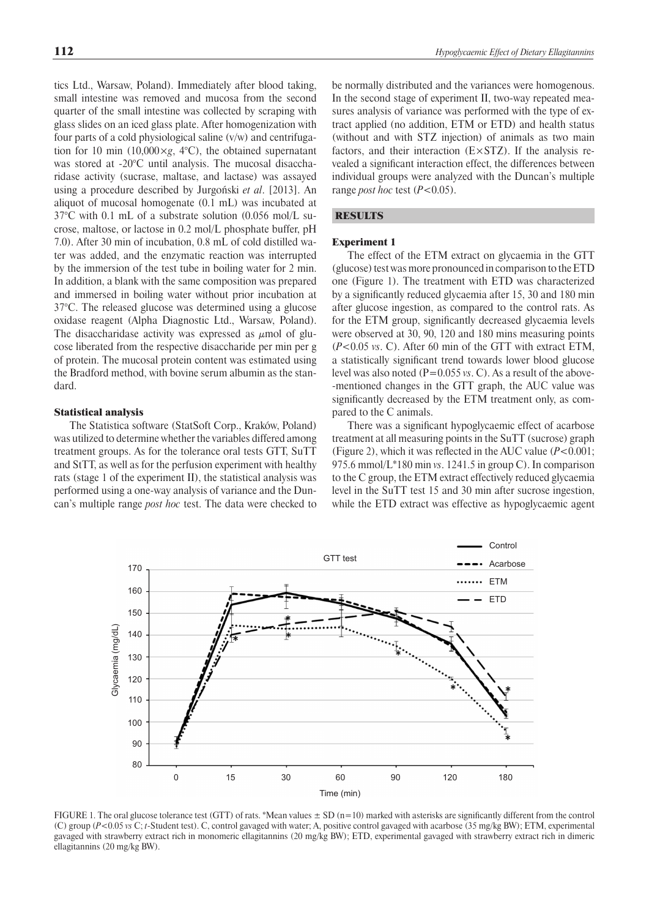tics Ltd., Warsaw, Poland). Immediately after blood taking, small intestine was removed and mucosa from the second quarter of the small intestine was collected by scraping with glass slides on an iced glass plate. After homogenization with four parts of a cold physiological saline (v/w) and centrifugation for 10 min (10,000×*g*, 4°C), the obtained supernatant was stored at -20°C until analysis. The mucosal disaccharidase activity (sucrase, maltase, and lactase) was assayed using a procedure described by Jurgoński *et al*. [2013]. An aliquot of mucosal homogenate (0.1 mL) was incubated at 37°C with 0.1 mL of a substrate solution (0.056 mol/L sucrose, maltose, or lactose in 0.2 mol/L phosphate buffer, pH 7.0). After 30 min of incubation, 0.8 mL of cold distilled water was added, and the enzymatic reaction was interrupted by the immersion of the test tube in boiling water for 2 min. In addition, a blank with the same composition was prepared and immersed in boiling water without prior incubation at 37°C. The released glucose was determined using a glucose oxidase reagent (Alpha Diagnostic Ltd., Warsaw, Poland). The disaccharidase activity was expressed as μmol of glucose liberated from the respective disaccharide per min per g of protein. The mucosal protein content was estimated using the Bradford method, with bovine serum albumin as the standard.

### Statistical analysis

The Statistica software (StatSoft Corp., Kraków, Poland) was utilized to determine whether the variables differed among treatment groups. As for the tolerance oral tests GTT, SuTT and StTT, as well as for the perfusion experiment with healthy rats (stage 1 of the experiment II), the statistical analysis was performed using a one-way analysis of variance and the Duncan's multiple range *post hoc* test. The data were checked to be normally distributed and the variances were homogenous. In the second stage of experiment II, two-way repeated measures analysis of variance was performed with the type of extract applied (no addition, ETM or ETD) and health status (without and with STZ injection) of animals as two main factors, and their interaction (E×STZ). If the analysis revealed a significant interaction effect, the differences between individual groups were analyzed with the Duncan's multiple range *post hoc* test ($P<0.05$).

## RESULTS

### Experiment 1

The effect of the ETM extract on glycaemia in the GTT (glucose) test was more pronounced in comparison to the ETD one (Figure 1). The treatment with ETD was characterized by a significantly reduced glycaemia after 15, 30 and 180 min after glucose ingestion, as compared to the control rats. As for the ETM group, significantly decreased glycaemia levels were observed at 30, 90, 120 and 180 mins measuring points ($P<0.05$ *vs*. C). After 60 min of the GTT with extract ETM, a statistically significant trend towards lower blood glucose level was also noted (P=0.055 *vs*. C). As a result of the above-mentioned changes in the GTT graph, the AUC value was significantly decreased by the ETM treatment only, as compared to the C animals.

There was a significant hypoglycaemic effect of acarbose treatment at all measuring points in the SuTT (sucrose) graph (Figure 2), which it was reflected in the AUC value ($P<0.001$; 975.6 mmol/L*180 min *vs*. 1241.5 in group C). In comparison to the C group, the ETM extract effectively reduced glycaemia level in the SuTT test 15 and 30 min after sucrose ingestion, while the ETD extract was effective as hypoglycaemic agent

FIGURE 1. The oral glucose tolerance test (GTT) of rats. *Mean values ± SD (n=10) marked with asterisks are significantly different from the control (C) group ($P<0.05$ *vs* C; *t*-Student test). C, control gavaged with water; A, positive control gavaged with acarbose (35 mg/kg BW); ETM, experimental gavaged with strawberry extract rich in monomeric ellagitannins (20 mg/kg BW); ETD, experimental gavaged with strawberry extract rich in dimeric ellagitannins (20 mg/kg BW).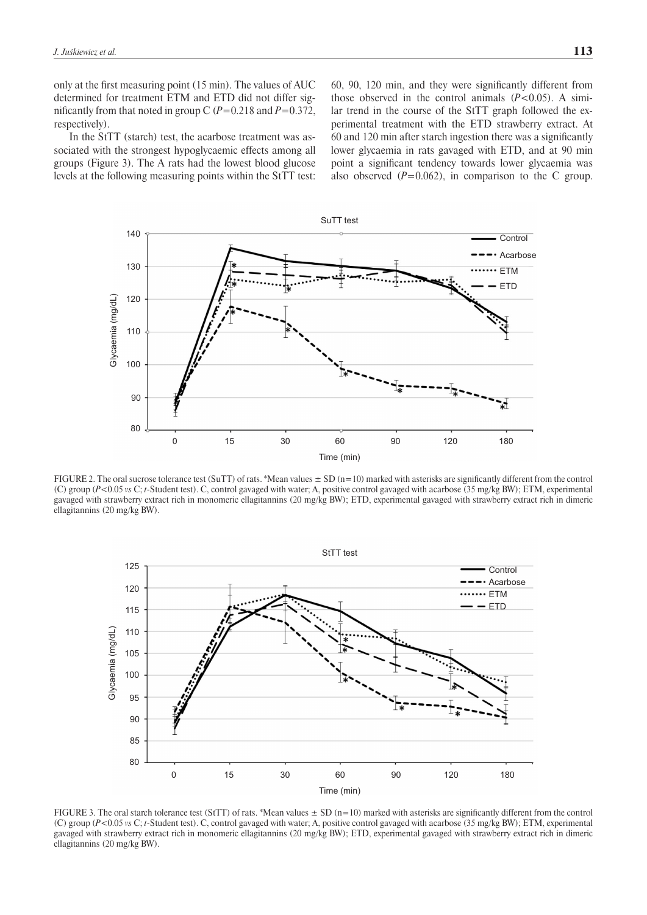only at the first measuring point (15 min). The values of AUC determined for treatment ETM and ETD did not differ significantly from that noted in group C ($P=0.218$ and $P=0.372$, respectively).

In the StTT (starch) test, the acarbose treatment was associated with the strongest hypoglycaemic effects among all groups (Figure 3). The A rats had the lowest blood glucose levels at the following measuring points within the StTT test: 60, 90, 120 min, and they were significantly different from those observed in the control animals ($P<0.05$). A similar trend in the course of the StTT graph followed the experimental treatment with the ETD strawberry extract. At 60 and 120 min after starch ingestion there was a significantly lower glycaemia in rats gavaged with ETD, and at 90 min point a significant tendency towards lower glycaemia was also observed ($P=0.062$), in comparison to the C group.

FIGURE 2. The oral sucrose tolerance test (SuTT) of rats. *Mean values ± SD (n=10) marked with asterisks are significantly different from the control (C) group ($P<0.05$ *vs* C; *t*-Student test). C, control gavaged with water; A, positive control gavaged with acarbose (35 mg/kg BW); ETM, experimental gavaged with strawberry extract rich in monomeric ellagitannins (20 mg/kg BW); ETD, experimental gavaged with strawberry extract rich in dimeric ellagitannins (20 mg/kg BW).

FIGURE 3. The oral starch tolerance test (StTT) of rats. *Mean values ± SD (n=10) marked with asterisks are significantly different from the control (C) group ($P<0.05$ *vs* C; *t*-Student test). C, control gavaged with water; A, positive control gavaged with acarbose (35 mg/kg BW); ETM, experimental gavaged with strawberry extract rich in monomeric ellagitannins (20 mg/kg BW); ETD, experimental gavaged with strawberry extract rich in dimeric ellagitannins (20 mg/kg BW).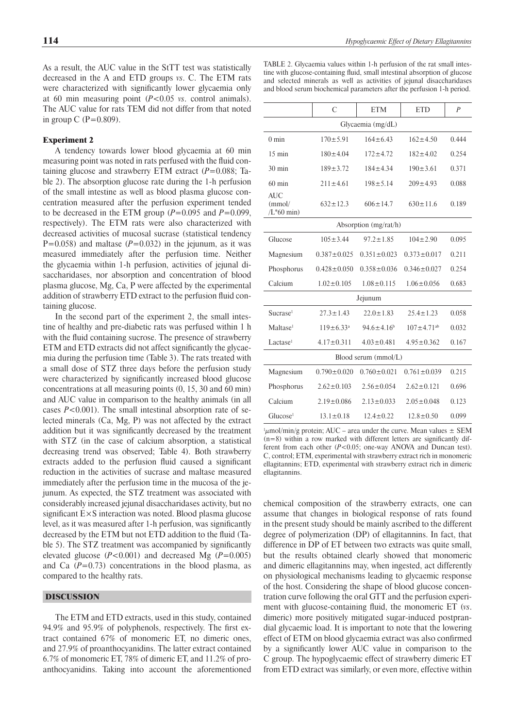As a result, the AUC value in the StTT test was statistically decreased in the A and ETD groups *vs*. C. The ETM rats were characterized with significantly lower glycaemia only at 60 min measuring point ($P<0.05$ *vs*. control animals). The AUC value for rats TEM did not differ from that noted in group C (P=0.809).

### Experiment 2

A tendency towards lower blood glycaemia at 60 min measuring point was noted in rats perfused with the fluid containing glucose and strawberry ETM extract ($P=0.088$; Table 2). The absorption glucose rate during the 1-h perfusion of the small intestine as well as blood plasma glucose concentration measured after the perfusion experiment tended to be decreased in the ETM group ($P=0.095$ and $P=0.099$, respectively). The ETM rats were also characterized with decreased activities of mucosal sucrase (statistical tendency P=0.058) and maltase ($P=0.032$) in the jejunum, as it was measured immediately after the perfusion time. Neither the glycaemia within 1-h perfusion, activities of jejunal disaccharidases, nor absorption and concentration of blood plasma glucose, Mg, Ca, P were affected by the experimental addition of strawberry ETD extract to the perfusion fluid containing glucose.

In the second part of the experiment 2, the small intestine of healthy and pre-diabetic rats was perfused within 1 h with the fluid containing sucrose. The presence of strawberry ETM and ETD extracts did not affect significantly the glycaemia during the perfusion time (Table 3). The rats treated with a small dose of STZ three days before the perfusion study were characterized by significantly increased blood glucose concentrations at all measuring points (0, 15, 30 and 60 min) and AUC value in comparison to the healthy animals (in all cases $P<0.001$). The small intestinal absorption rate of selected minerals (Ca, Mg, P) was not affected by the extract addition but it was significantly decreased by the treatment with STZ (in the case of calcium absorption, a statistical decreasing trend was observed; Table 4). Both strawberry extracts added to the perfusion fluid caused a significant reduction in the activities of sucrase and maltase measured immediately after the perfusion time in the mucosa of the jejunum. As expected, the STZ treatment was associated with considerably increased jejunal disaccharidases activity, but no significant E×S interaction was noted. Blood plasma glucose level, as it was measured after 1-h perfusion, was significantly decreased by the ETM but not ETD addition to the fluid (Table 5). The STZ treatment was accompanied by significantly elevated glucose ($P<0.001$) and decreased Mg ($P=0.005$) and Ca ($P=0.73$) concentrations in the blood plasma, as compared to the healthy rats.

## DISCUSSION

The ETM and ETD extracts, used in this study, contained 94.9% and 95.9% of polyphenols, respectively. The first extract contained 67% of monomeric ET, no dimeric ones, and 27.9% of proanthocyanidins. The latter extract contained 6.7% of monomeric ET, 78% of dimeric ET, and 11.2% of proanthocyanidins. Taking into account the aforementioned chemical composition of the strawberry extracts, one can assume that changes in biological response of rats found in the present study should be mainly ascribed to the different degree of polymerization (DP) of ellagitannins. In fact, that difference in DP of ET between two extracts was quite small, but the results obtained clearly showed that monomeric and dimeric ellagitannins may, when ingested, act differently on physiological mechanisms leading to glycaemic response of the host. Considering the shape of blood glucose concentration curve following the oral GTT and the perfusion experiment with glucose-containing fluid, the monomeric ET (*vs*. dimeric) more positively mitigated sugar-induced postprandial glycaemic load. It is important to note that the lowering effect of ETM on blood glycaemia extract was also confirmed by a significantly lower AUC value in comparison to the C group. The hypoglycaemic effect of strawberry dimeric ET from ETD extract was similarly, or even more, effective within

TABLE 2. Glycaemia values within 1-h perfusion of the rat small intestine with glucose-containing fluid, small intestinal absorption of glucose and selected minerals as well as activities of jejunal disaccharidases and blood serum biochemical parameters after the perfusion 1-h period.

| | C | ETM | ETD | *P* |
|---|---|---|---|---|
| **Glycaemia (mg/dL)** | | | | |
| 0 min | 170±5.91 | 164±6.43 | 162±4.50 | 0.444 |
| 15 min | 180±4.04 | 172±4.72 | 182±4.02 | 0.254 |
| 30 min | 189±3.72 | 184±4.34 | 190±3.61 | 0.371 |
| 60 min | 211±4.61 | 198±5.14 | 209±4.93 | 0.088 |
| AUC (mmol/ /L*60 min) | 632±12.3 | 606±14.7 | 630±11.6 | 0.189 |
| **Absorption (mg/rat/h)** | | | | |
| Glucose | 105±3.44 | 97.2±1.85 | 104±2.90 | 0.095 |
| Magnesium | 0.387±0.025 | 0.351±0.023 | 0.373±0.017 | 0.211 |
| Phosphorus | 0.428±0.050 | 0.358±0.036 | 0.346±0.027 | 0.254 |
| Calcium | 1.02±0.105 | 1.08±0.115 | 1.06±0.056 | 0.683 |
| **Jejunum** | | | | |
| Sucrase[1] | 27.3±1.43 | 22.0±1.83 | 25.4±1.23 | 0.058 |
| Maltase[1] | 119±6.33[a] | 94.6±4.16[b] | 107±4.71[ab] | 0.032 |
| Lactase[1] | 4.17±0.311 | 4.03±0.481 | 4.95±0.362 | 0.167 |
| **Blood serum (mmol/L)** | | | | |
| Magnesium | 0.790±0.020 | 0.760±0.021 | 0.761±0.039 | 0.215 |
| Phosphorus | 2.62±0.103 | 2.56±0.054 | 2.62±0.121 | 0.696 |
| Calcium | 2.19±0.086 | 2.13±0.033 | 2.05±0.048 | 0.123 |
| Glucose[1] | 13.1±0.18 | 12.4±0.22 | 12.8±0.50 | 0.099 |

[1]μmol/min/g protein; AUC – area under the curve. Mean values ± SEM (n=8) within a row marked with different letters are significantly different from each other ($P<0.05$; one-way ANOVA and Duncan test). C, control; ETM, experimental with strawberry extract rich in monomeric ellagitannins; ETD, experimental with strawberry extract rich in dimeric ellagitannins.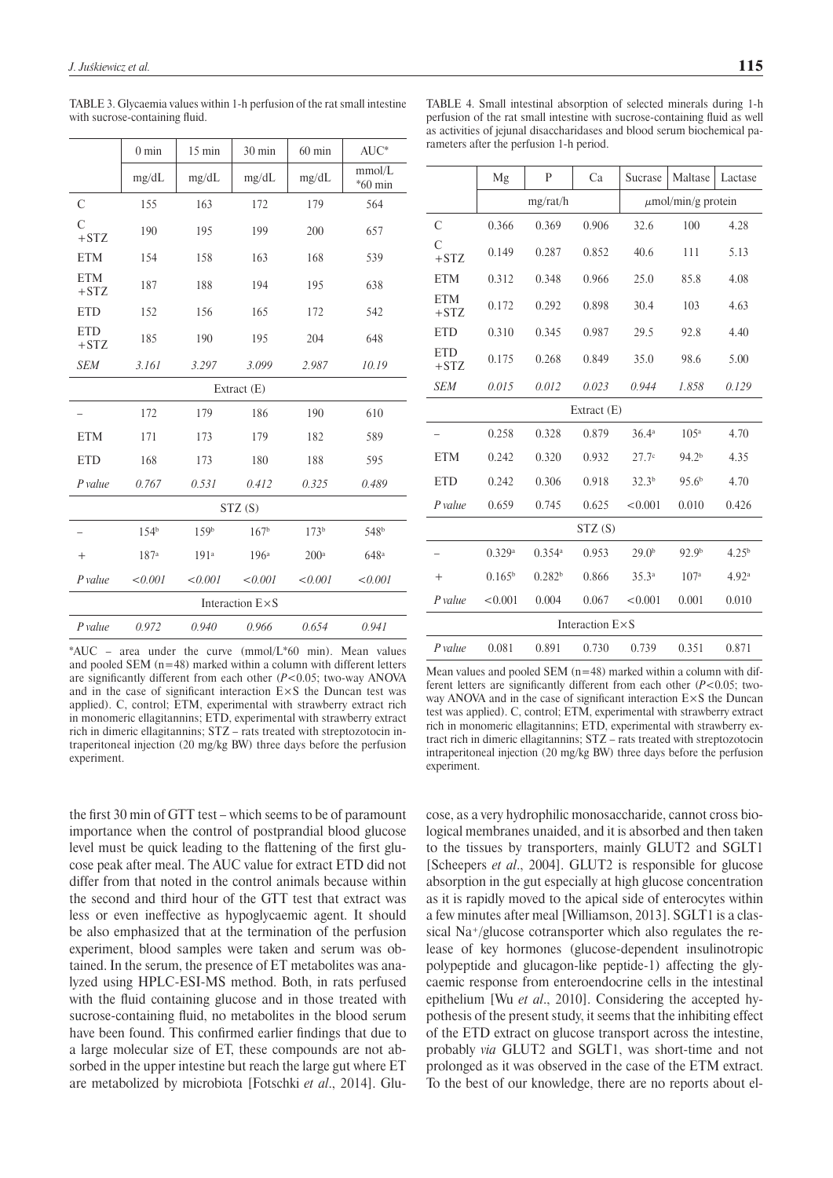TABLE 3. Glycaemia values within 1-h perfusion of the rat small intestine with sucrose-containing fluid.

| | 0 min | 15 min | 30 min | 60 min | AUC* |
|---|---|---|---|---|---|
| | mg/dL | mg/dL | mg/dL | mg/dL | mmol/L *60 min |
| C | 155 | 163 | 172 | 179 | 564 |
| C +STZ | 190 | 195 | 199 | 200 | 657 |
| ETM | 154 | 158 | 163 | 168 | 539 |
| ETM +STZ | 187 | 188 | 194 | 195 | 638 |
| ETD | 152 | 156 | 165 | 172 | 542 |
| ETD +STZ | 185 | 190 | 195 | 204 | 648 |
| *SEM* | *3.161* | *3.297* | *3.099* | *2.987* | *10.19* |
| Extract (E) | | | | | |
| – | 172 | 179 | 186 | 190 | 610 |
| ETM | 171 | 173 | 179 | 182 | 589 |
| ETD | 168 | 173 | 180 | 188 | 595 |
| *P value* | *0.767* | *0.531* | *0.412* | *0.325* | *0.489* |
| STZ (S) | | | | | |
| – | 154[b] | 159[b] | 167[b] | 173[b] | 548[b] |
| + | 187[a] | 191[a] | 196[a] | 200[a] | 648[a] |
| *P value* | *<0.001* | *<0.001* | *<0.001* | *<0.001* | *<0.001* |
| Interaction E×S | | | | | |
| *P value* | *0.972* | *0.940* | *0.966* | *0.654* | *0.941* |

*AUC – area under the curve (mmol/L*60 min). Mean values and pooled SEM (n=48) marked within a column with different letters are significantly different from each other ($P<0.05$; two-way ANOVA and in the case of significant interaction E×S the Duncan test was applied). C, control; ETM, experimental with strawberry extract rich in monomeric ellagitannins; ETD, experimental with strawberry extract rich in dimeric ellagitannins; STZ – rats treated with streptozotocin intraperitoneal injection (20 mg/kg BW) three days before the perfusion experiment.

TABLE 4. Small intestinal absorption of selected minerals during 1-h perfusion of the rat small intestine with sucrose-containing fluid as well as activities of jejunal disaccharidases and blood serum biochemical parameters after the perfusion 1-h period.

| | Mg | P | Ca | Sucrase | Maltase | Lactase |
|---|---|---|---|---|---|---|
| | mg/rat/h | | | μmol/min/g protein | | |
| C | 0.366 | 0.369 | 0.906 | 32.6 | 100 | 4.28 |
| C +STZ | 0.149 | 0.287 | 0.852 | 40.6 | 111 | 5.13 |
| ETM | 0.312 | 0.348 | 0.966 | 25.0 | 85.8 | 4.08 |
| ETM +STZ | 0.172 | 0.292 | 0.898 | 30.4 | 103 | 4.63 |
| ETD | 0.310 | 0.345 | 0.987 | 29.5 | 92.8 | 4.40 |
| ETD +STZ | 0.175 | 0.268 | 0.849 | 35.0 | 98.6 | 5.00 |
| *SEM* | *0.015* | *0.012* | *0.023* | *0.944* | *1.858* | *0.129* |
| Extract (E) | | | | | | |
| – | 0.258 | 0.328 | 0.879 | 36.4[a] | 105[a] | 4.70 |
| ETM | 0.242 | 0.320 | 0.932 | 27.7[c] | 94.2[b] | 4.35 |
| ETD | 0.242 | 0.306 | 0.918 | 32.3[b] | 95.6[b] | 4.70 |
| *P value* | 0.659 | 0.745 | 0.625 | <0.001 | 0.010 | 0.426 |
| STZ (S) | | | | | | |
| – | 0.329[a] | 0.354[a] | 0.953 | 29.0[b] | 92.9[b] | 4.25[b] |
| + | 0.165[b] | 0.282[b] | 0.866 | 35.3[a] | 107[a] | 4.92[a] |
| *P value* | <0.001 | 0.004 | 0.067 | <0.001 | 0.001 | 0.010 |
| Interaction E×S | | | | | | |
| *P value* | 0.081 | 0.891 | 0.730 | 0.739 | 0.351 | 0.871 |

Mean values and pooled SEM (n=48) marked within a column with different letters are significantly different from each other ($P<0.05$; two-way ANOVA and in the case of significant interaction E×S the Duncan test was applied). C, control; ETM, experimental with strawberry extract rich in monomeric ellagitannins; ETD, experimental with strawberry extract rich in dimeric ellagitannins; STZ – rats treated with streptozotocin intraperitoneal injection (20 mg/kg BW) three days before the perfusion experiment.

the first 30 min of GTT test – which seems to be of paramount importance when the control of postprandial blood glucose level must be quick leading to the flattening of the first glucose peak after meal. The AUC value for extract ETD did not differ from that noted in the control animals because within the second and third hour of the GTT test that extract was less or even ineffective as hypoglycaemic agent. It should be also emphasized that at the termination of the perfusion experiment, blood samples were taken and serum was obtained. In the serum, the presence of ET metabolites was analyzed using HPLC-ESI-MS method. Both, in rats perfused with the fluid containing glucose and in those treated with sucrose-containing fluid, no metabolites in the blood serum have been found. This confirmed earlier findings that due to a large molecular size of ET, these compounds are not absorbed in the upper intestine but reach the large gut where ET are metabolized by microbiota [Fotschki *et al*., 2014]. Glucose, as a very hydrophilic monosaccharide, cannot cross biological membranes unaided, and it is absorbed and then taken to the tissues by transporters, mainly GLUT2 and SGLT1 [Scheepers *et al*., 2004]. GLUT2 is responsible for glucose absorption in the gut especially at high glucose concentration as it is rapidly moved to the apical side of enterocytes within a few minutes after meal [Williamson, 2013]. SGLT1 is a classical $Na^+$/glucose cotransporter which also regulates the release of key hormones (glucose-dependent insulinotropic polypeptide and glucagon-like peptide-1) affecting the glycaemic response from enteroendocrine cells in the intestinal epithelium [Wu *et al*., 2010]. Considering the accepted hypothesis of the present study, it seems that the inhibiting effect of the ETD extract on glucose transport across the intestine, probably *via* GLUT2 and SGLT1, was short-time and not prolonged as it was observed in the case of the ETM extract. To the best of our knowledge, there are no reports about el-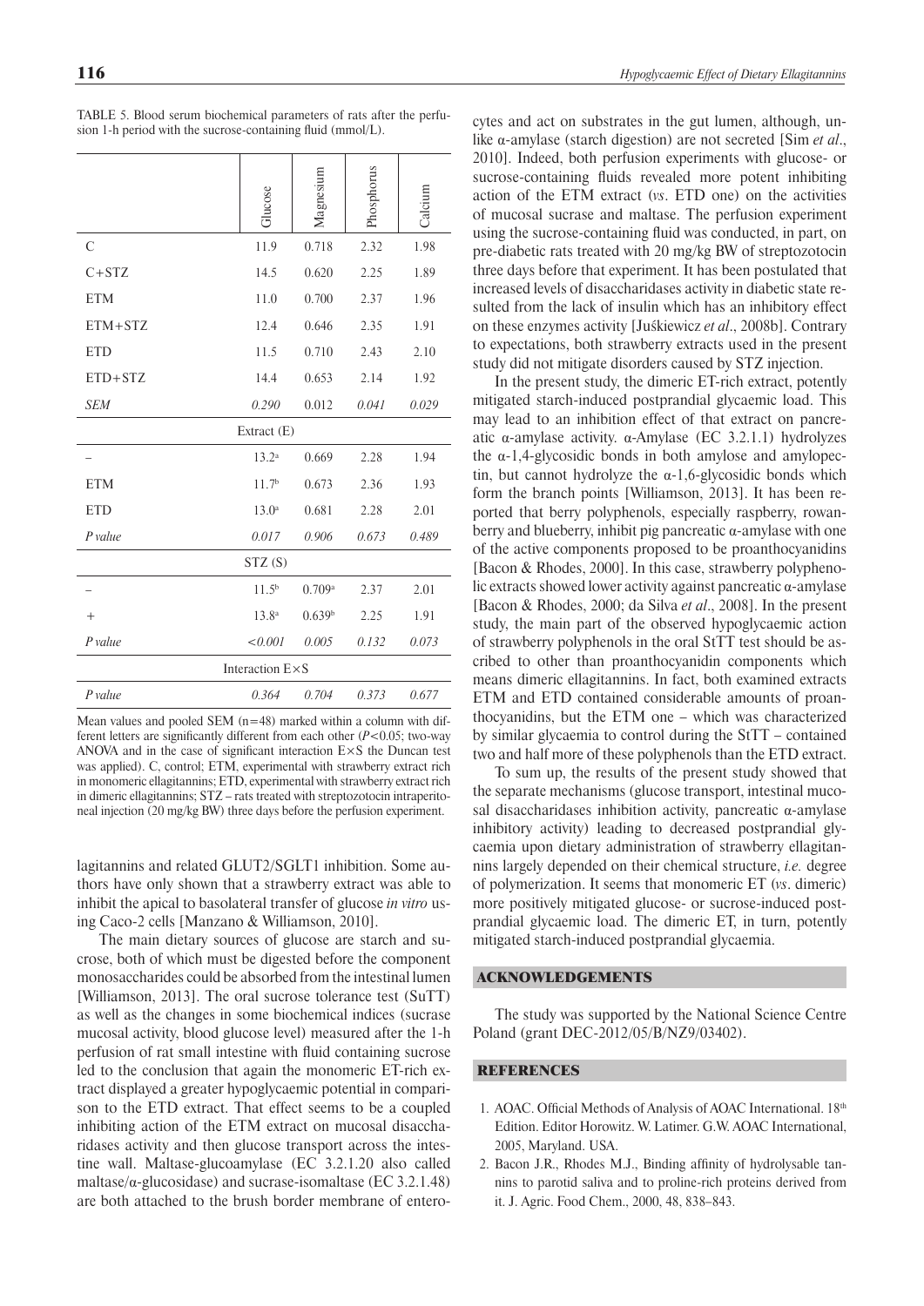TABLE 5. Blood serum biochemical parameters of rats after the perfusion 1-h period with the sucrose-containing fluid (mmol/L).

| | Glucose | Magnesium | Phosphorus | Calcium |
|---|---|---|---|---|
| C | 11.9 | 0.718 | 2.32 | 1.98 |
| C+STZ | 14.5 | 0.620 | 2.25 | 1.89 |
| ETM | 11.0 | 0.700 | 2.37 | 1.96 |
| ETM+STZ | 12.4 | 0.646 | 2.35 | 1.91 |
| ETD | 11.5 | 0.710 | 2.43 | 2.10 |
| ETD+STZ | 14.4 | 0.653 | 2.14 | 1.92 |
| *SEM* | *0.290* | 0.012 | *0.041* | *0.029* |
| Extract (E) | | | | |
| – | 13.2[a] | 0.669 | 2.28 | 1.94 |
| ETM | 11.7[b] | 0.673 | 2.36 | 1.93 |
| ETD | 13.0[a] | 0.681 | 2.28 | 2.01 |
| *P value* | *0.017* | *0.906* | *0.673* | *0.489* |
| STZ (S) | | | | |
| – | 11.5[b] | 0.709[a] | 2.37 | 2.01 |
| + | 13.8[a] | 0.639[b] | 2.25 | 1.91 |
| *P value* | *<0.001* | *0.005* | *0.132* | *0.073* |
| Interaction E×S | | | | |
| *P value* | *0.364* | *0.704* | *0.373* | *0.677* |

Mean values and pooled SEM (n=48) marked within a column with different letters are significantly different from each other ($P<0.05$; two-way ANOVA and in the case of significant interaction E×S the Duncan test was applied). C, control; ETM, experimental with strawberry extract rich in monomeric ellagitannins; ETD, experimental with strawberry extract rich in dimeric ellagitannins; STZ – rats treated with streptozotocin intraperitoneal injection (20 mg/kg BW) three days before the perfusion experiment.

lagitannins and related GLUT2/SGLT1 inhibition. Some authors have only shown that a strawberry extract was able to inhibit the apical to basolateral transfer of glucose *in vitro* using Caco-2 cells [Manzano & Williamson, 2010].

The main dietary sources of glucose are starch and sucrose, both of which must be digested before the component monosaccharides could be absorbed from the intestinal lumen [Williamson, 2013]. The oral sucrose tolerance test (SuTT) as well as the changes in some biochemical indices (sucrase mucosal activity, blood glucose level) measured after the 1-h perfusion of rat small intestine with fluid containing sucrose led to the conclusion that again the monomeric ET-rich extract displayed a greater hypoglycaemic potential in comparison to the ETD extract. That effect seems to be a coupled inhibiting action of the ETM extract on mucosal disaccharidases activity and then glucose transport across the intestine wall. Maltase-glucoamylase (EC 3.2.1.20 also called maltase/α-glucosidase) and sucrase-isomaltase (EC 3.2.1.48) are both attached to the brush border membrane of enterocytes and act on substrates in the gut lumen, although, unlike α-amylase (starch digestion) are not secreted [Sim *et al*., 2010]. Indeed, both perfusion experiments with glucose- or sucrose-containing fluids revealed more potent inhibiting action of the ETM extract (*vs*. ETD one) on the activities of mucosal sucrase and maltase. The perfusion experiment using the sucrose-containing fluid was conducted, in part, on pre-diabetic rats treated with 20 mg/kg BW of streptozotocin three days before that experiment. It has been postulated that increased levels of disaccharidases activity in diabetic state resulted from the lack of insulin which has an inhibitory effect on these enzymes activity [Juśkiewicz *et al*., 2008b]. Contrary to expectations, both strawberry extracts used in the present study did not mitigate disorders caused by STZ injection.

In the present study, the dimeric ET-rich extract, potently mitigated starch-induced postprandial glycaemic load. This may lead to an inhibition effect of that extract on pancreatic α-amylase activity. α-Amylase (EC 3.2.1.1) hydrolyzes the α-1,4-glycosidic bonds in both amylose and amylopectin, but cannot hydrolyze the α-1,6-glycosidic bonds which form the branch points [Williamson, 2013]. It has been reported that berry polyphenols, especially raspberry, rowanberry and blueberry, inhibit pig pancreatic α-amylase with one of the active components proposed to be proanthocyanidins [Bacon & Rhodes, 2000]. In this case, strawberry polyphenolic extracts showed lower activity against pancreatic α-amylase [Bacon & Rhodes, 2000; da Silva *et al*., 2008]. In the present study, the main part of the observed hypoglycaemic action of strawberry polyphenols in the oral StTT test should be ascribed to other than proanthocyanidin components which means dimeric ellagitannins. In fact, both examined extracts ETM and ETD contained considerable amounts of proanthocyanidins, but the ETM one – which was characterized by similar glycaemia to control during the StTT – contained two and half more of these polyphenols than the ETD extract.

To sum up, the results of the present study showed that the separate mechanisms (glucose transport, intestinal mucosal disaccharidases inhibition activity, pancreatic α-amylase inhibitory activity) leading to decreased postprandial glycaemia upon dietary administration of strawberry ellagitannins largely depended on their chemical structure, *i.e.* degree of polymerization. It seems that monomeric ET (*vs*. dimeric) more positively mitigated glucose- or sucrose-induced postprandial glycaemic load. The dimeric ET, in turn, potently mitigated starch-induced postprandial glycaemia.

## ACKNOWLEDGEMENTS

The study was supported by the National Science Centre Poland (grant DEC-2012/05/B/NZ9/03402).

## REFERENCES

1. AOAC. Official Methods of Analysis of AOAC International. 18th Edition. Editor Horowitz. W. Latimer. G.W. AOAC International, 2005, Maryland. USA.
2. Bacon J.R., Rhodes M.J., Binding affinity of hydrolysable tannins to parotid saliva and to proline-rich proteins derived from it. J. Agric. Food Chem., 2000, 48, 838–843.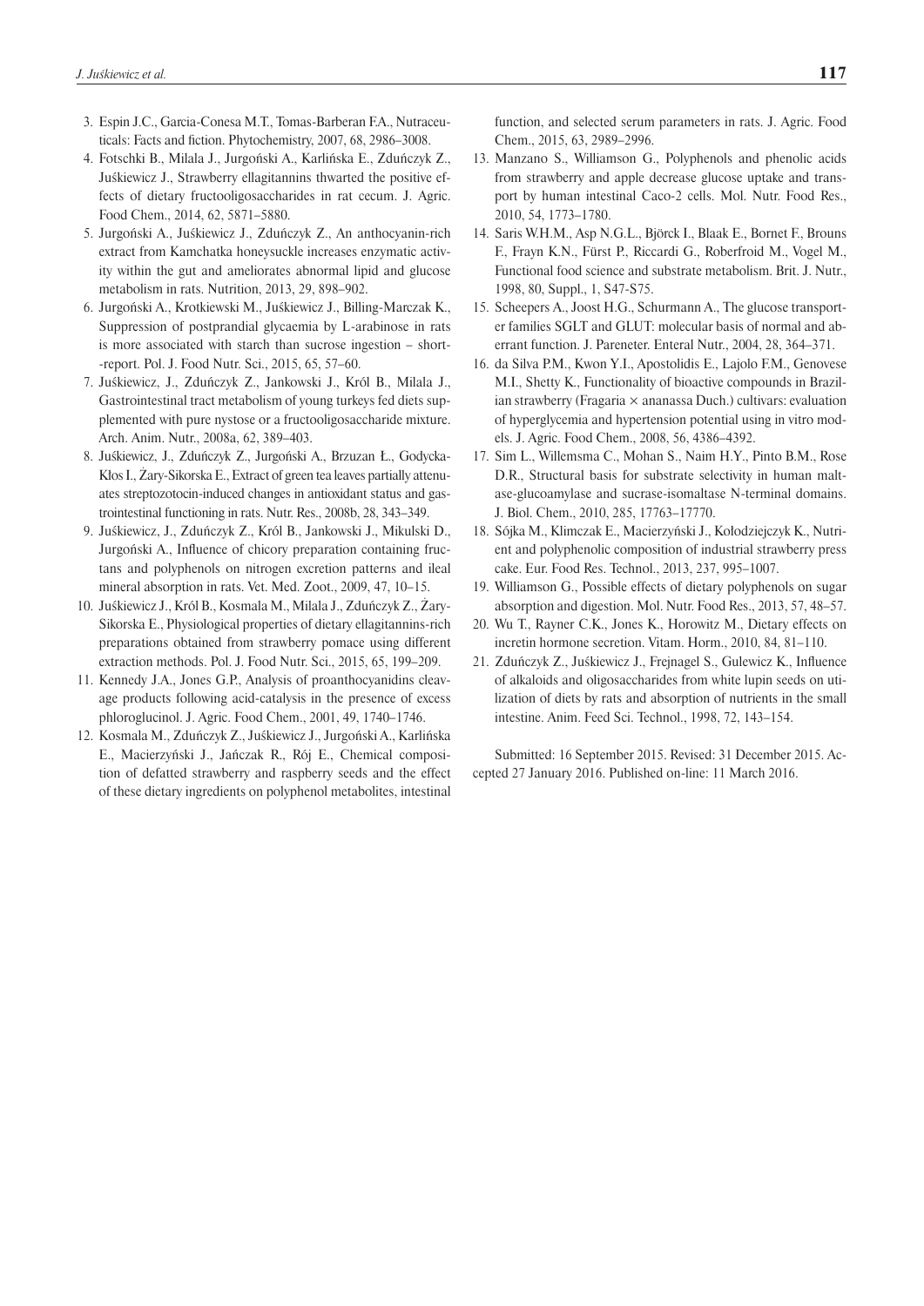3. Espin J.C., Garcia-Conesa M.T., Tomas-Barberan F.A., Nutraceuticals: Facts and fiction. Phytochemistry, 2007, 68, 2986–3008.
4. Fotschki B., Milala J., Jurgoński A., Karlińska E., Zduńczyk Z., Juśkiewicz J., Strawberry ellagitannins thwarted the positive effects of dietary fructooligosaccharides in rat cecum. J. Agric. Food Chem., 2014, 62, 5871–5880.
5. Jurgoński A., Juśkiewicz J., Zduńczyk Z., An anthocyanin-rich extract from Kamchatka honeysuckle increases enzymatic activity within the gut and ameliorates abnormal lipid and glucose metabolism in rats. Nutrition, 2013, 29, 898–902.
6. Jurgoński A., Krotkiewski M., Juśkiewicz J., Billing-Marczak K., Suppression of postprandial glycaemia by L-arabinose in rats is more associated with starch than sucrose ingestion – short-report. Pol. J. Food Nutr. Sci., 2015, 65, 57–60.
7. Juśkiewicz, J., Zduńczyk Z., Jankowski J., Król B., Milala J., Gastrointestinal tract metabolism of young turkeys fed diets supplemented with pure nystose or a fructooligosaccharide mixture. Arch. Anim. Nutr., 2008a, 62, 389–403.
8. Juśkiewicz, J., Zduńczyk Z., Jurgoński A., Brzuzan Ł., Godycka-Kłos I., Żary-Sikorska E., Extract of green tea leaves partially attenuates streptozotocin-induced changes in antioxidant status and gastrointestinal functioning in rats. Nutr. Res., 2008b, 28, 343–349.
9. Juśkiewicz, J., Zduńczyk Z., Król B., Jankowski J., Mikulski D., Jurgoński A., Influence of chicory preparation containing fructans and polyphenols on nitrogen excretion patterns and ileal mineral absorption in rats. Vet. Med. Zoot., 2009, 47, 10–15.
10. Juśkiewicz J., Król B., Kosmala M., Milala J., Zduńczyk Z., Żary-Sikorska E., Physiological properties of dietary ellagitannins-rich preparations obtained from strawberry pomace using different extraction methods. Pol. J. Food Nutr. Sci., 2015, 65, 199–209.
11. Kennedy J.A., Jones G.P., Analysis of proanthocyanidins cleavage products following acid-catalysis in the presence of excess phloroglucinol. J. Agric. Food Chem., 2001, 49, 1740–1746.
12. Kosmala M., Zduńczyk Z., Juśkiewicz J., Jurgoński A., Karlińska E., Macierzyński J., Jańczak R., Rój E., Chemical composition of defatted strawberry and raspberry seeds and the effect of these dietary ingredients on polyphenol metabolites, intestinal function, and selected serum parameters in rats. J. Agric. Food Chem., 2015, 63, 2989–2996.
13. Manzano S., Williamson G., Polyphenols and phenolic acids from strawberry and apple decrease glucose uptake and transport by human intestinal Caco-2 cells. Mol. Nutr. Food Res., 2010, 54, 1773–1780.
14. Saris W.H.M., Asp N.G.L., Björck I., Blaak E., Bornet F., Brouns F., Frayn K.N., Fürst P., Riccardi G., Roberfroid M., Vogel M., Functional food science and substrate metabolism. Brit. J. Nutr., 1998, 80, Suppl., 1, S47-S75.
15. Scheepers A., Joost H.G., Schurmann A., The glucose transporter families SGLT and GLUT: molecular basis of normal and aberrant function. J. Pareneter. Enteral Nutr., 2004, 28, 364–371.
16. da Silva P.M., Kwon Y.I., Apostolidis E., Lajolo F.M., Genovese M.I., Shetty K., Functionality of bioactive compounds in Brazilian strawberry (Fragaria × ananassa Duch.) cultivars: evaluation of hyperglycemia and hypertension potential using in vitro models. J. Agric. Food Chem., 2008, 56, 4386–4392.
17. Sim L., Willemsma C., Mohan S., Naim H.Y., Pinto B.M., Rose D.R., Structural basis for substrate selectivity in human maltase-glucoamylase and sucrase-isomaltase N-terminal domains. J. Biol. Chem., 2010, 285, 17763–17770.
18. Sójka M., Klimczak E., Macierzyński J., Kołodziejczyk K., Nutrient and polyphenolic composition of industrial strawberry press cake. Eur. Food Res. Technol., 2013, 237, 995–1007.
19. Williamson G., Possible effects of dietary polyphenols on sugar absorption and digestion. Mol. Nutr. Food Res., 2013, 57, 48–57.
20. Wu T., Rayner C.K., Jones K., Horowitz M., Dietary effects on incretin hormone secretion. Vitam. Horm., 2010, 84, 81–110.
21. Zduńczyk Z., Juśkiewicz J., Frejnagel S., Gulewicz K., Influence of alkaloids and oligosaccharides from white lupin seeds on utilization of diets by rats and absorption of nutrients in the small intestine. Anim. Feed Sci. Technol., 1998, 72, 143–154.

Submitted: 16 September 2015. Revised: 31 December 2015. Accepted 27 January 2016. Published on-line: 11 March 2016.